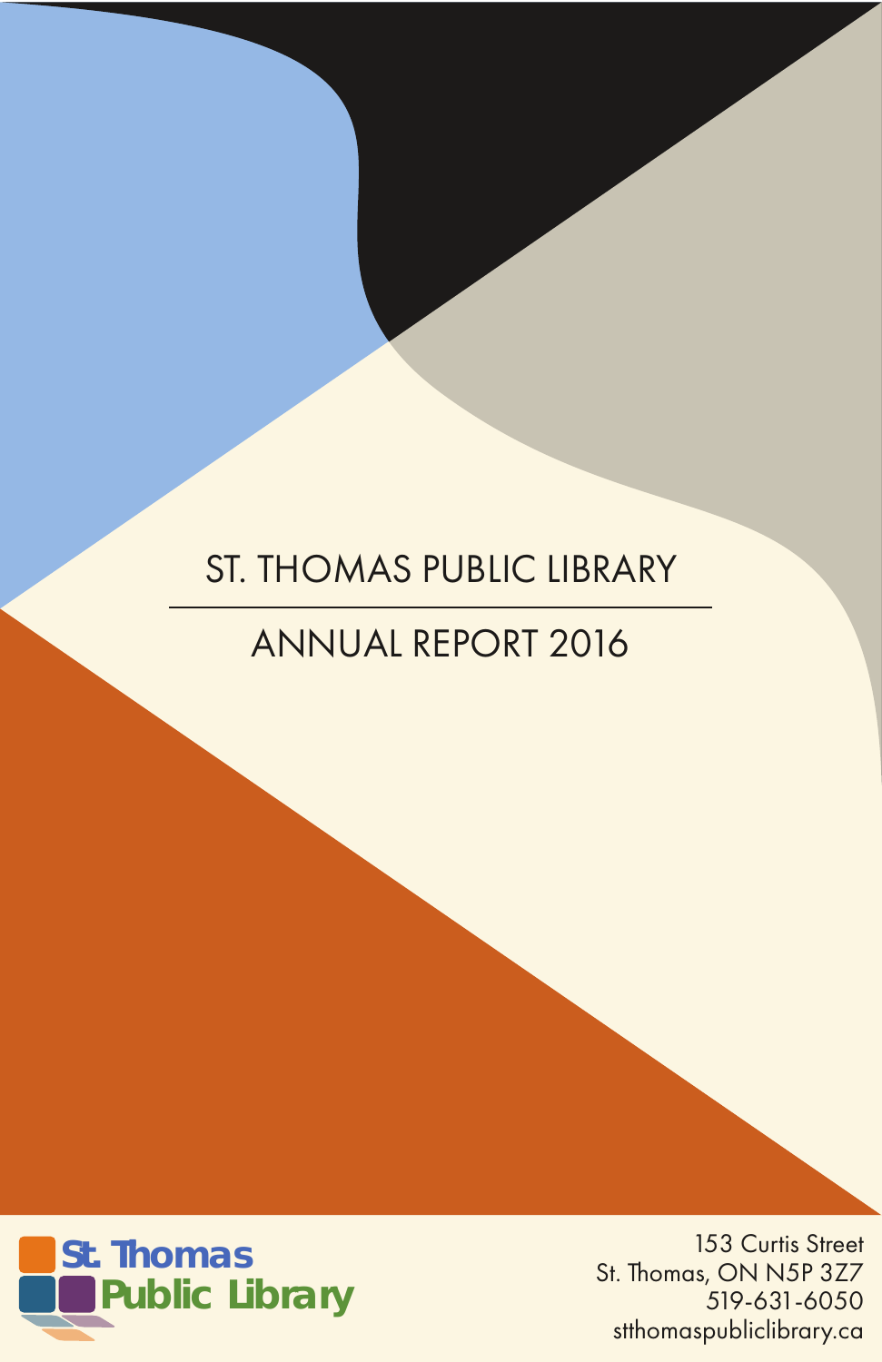# ST. THOMAS PUBLIC LIBRARY

## ANNUAL REPORT 2016

St. Thomas Public Library

153 Curtis Street
St. Thomas, ON N5P 3Z7
519-631-6050
stthomaspubliclibrary.ca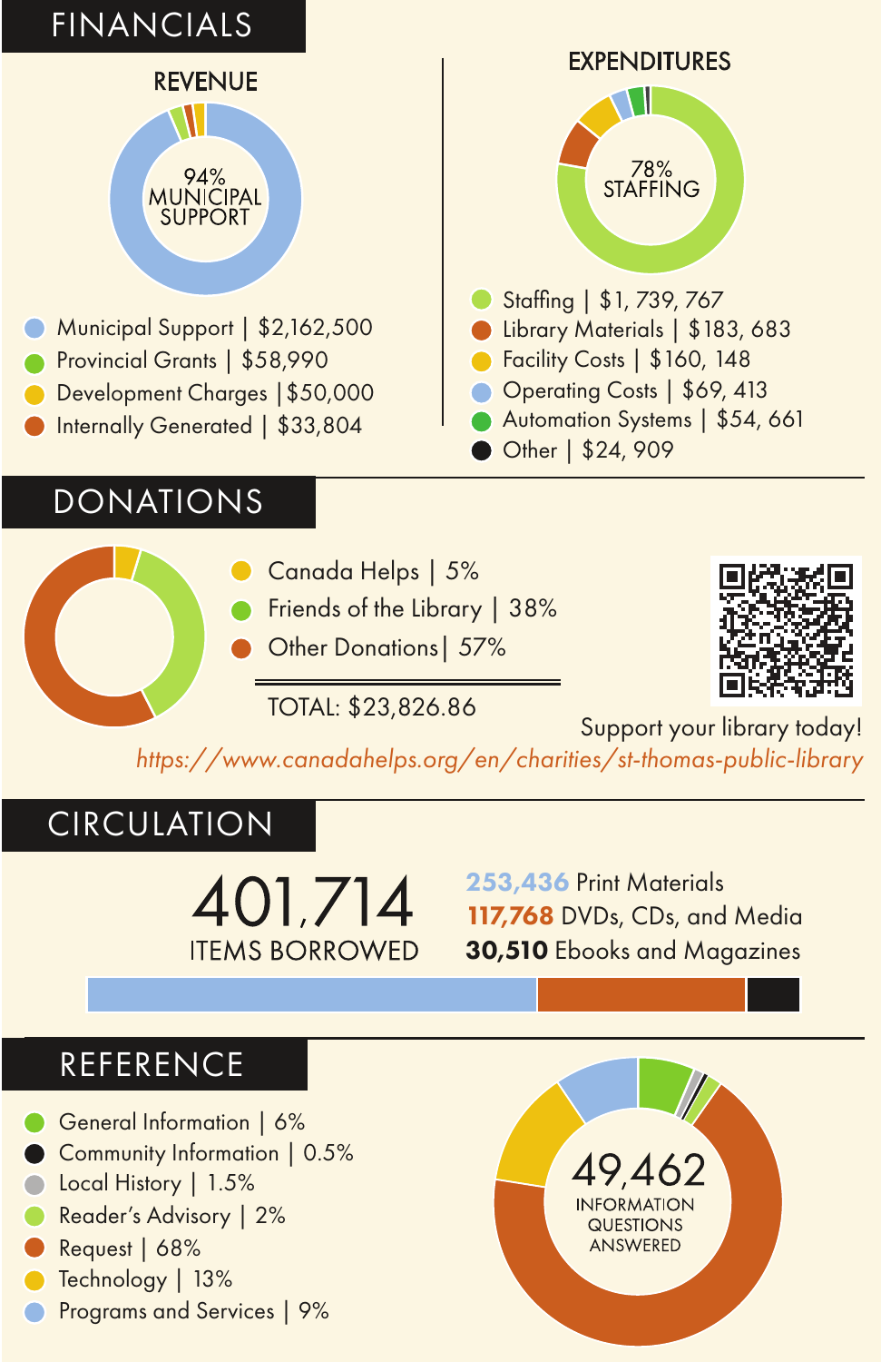# FINANCIALS

## REVENUE

94% MUNICIPAL SUPPORT

- Municipal Support | $2,162,500
- Provincial Grants | $58,990
- Development Charges | $50,000
- Internally Generated | $33,804

## EXPENDITURES

78% STAFFING

- Staffing | $1, 739, 767
- Library Materials | $183, 683
- Facility Costs | $160, 148
- Operating Costs | $69, 413
- Automation Systems | $54, 661
- Other | $24, 909

# DONATIONS

- Canada Helps | 5%
- Friends of the Library | 38%
- Other Donations | 57%

TOTAL: $23,826.86

Support your library today!

*https://www.canadahelps.org/en/charities/st-thomas-public-library*

# CIRCULATION

401,714 ITEMS BORROWED

- **253,436** Print Materials
- **117,768** DVDs, CDs, and Media
- **30,510** Ebooks and Magazines

# REFERENCE

49,462 INFORMATION QUESTIONS ANSWERED

- General Information | 6%
- Community Information | 0.5%
- Local History | 1.5%
- Reader's Advisory | 2%
- Request | 68%
- Technology | 13%
- Programs and Services | 9%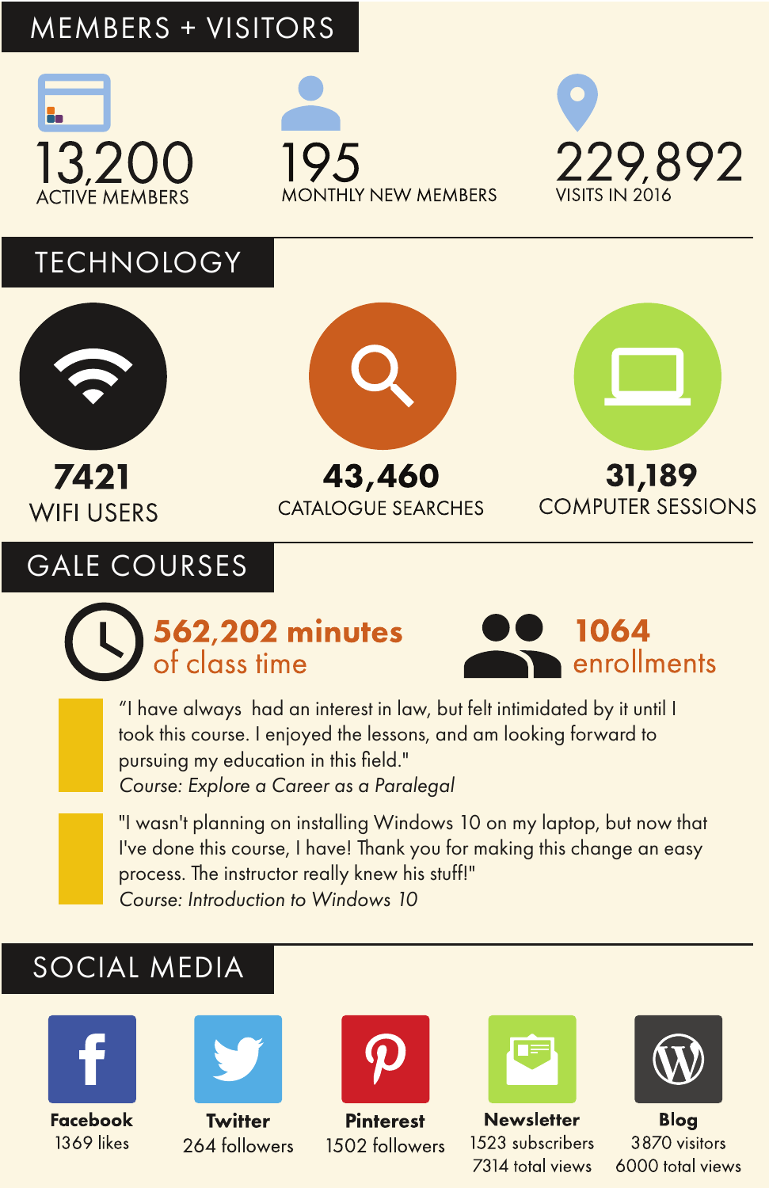## MEMBERS + VISITORS

**13,200**
ACTIVE MEMBERS

**195**
MONTHLY NEW MEMBERS

**229,892**
VISITS IN 2016

## TECHNOLOGY

**7421**
WIFI USERS

**43,460**
CATALOGUE SEARCHES

**31,189**
COMPUTER SESSIONS

## GALE COURSES

**562,202 minutes** of class time

**1064** enrollments

"I have always had an interest in law, but felt intimidated by it until I took this course. I enjoyed the lessons, and am looking forward to pursuing my education in this field."
*Course: Explore a Career as a Paralegal*

"I wasn't planning on installing Windows 10 on my laptop, but now that I've done this course, I have! Thank you for making this change an easy process. The instructor really knew his stuff!"
*Course: Introduction to Windows 10*

## SOCIAL MEDIA

**Facebook**
1369 likes

**Twitter**
264 followers

**Pinterest**
1502 followers

**Newsletter**
1523 subscribers
7314 total views

**Blog**
3870 visitors
6000 total views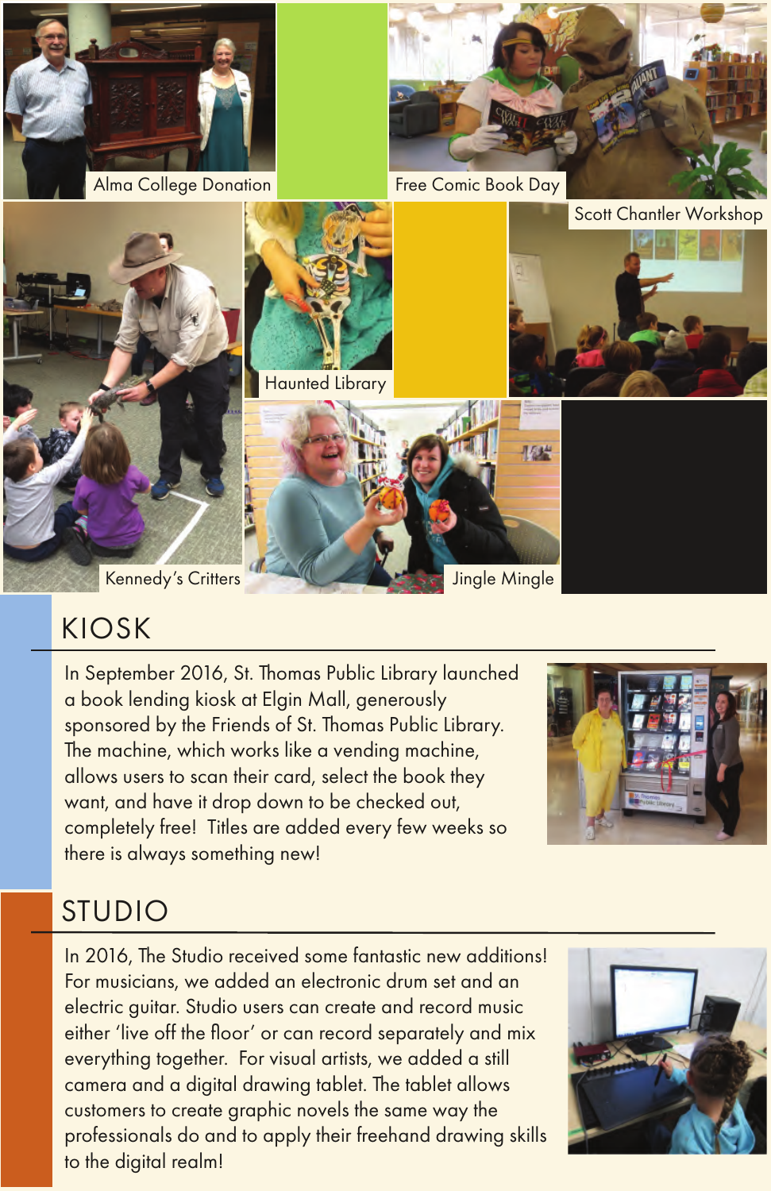Alma College Donation

Free Comic Book Day

Scott Chantler Workshop

Haunted Library

Kennedy's Critters

Jingle Mingle

## KIOSK

In September 2016, St. Thomas Public Library launched a book lending kiosk at Elgin Mall, generously sponsored by the Friends of St. Thomas Public Library. The machine, which works like a vending machine, allows users to scan their card, select the book they want, and have it drop down to be checked out, completely free! Titles are added every few weeks so there is always something new!

## STUDIO

In 2016, The Studio received some fantastic new additions! For musicians, we added an electronic drum set and an electric guitar. Studio users can create and record music either 'live off the floor' or can record separately and mix everything together. For visual artists, we added a still camera and a digital drawing tablet. The tablet allows customers to create graphic novels the same way the professionals do and to apply their freehand drawing skills to the digital realm!